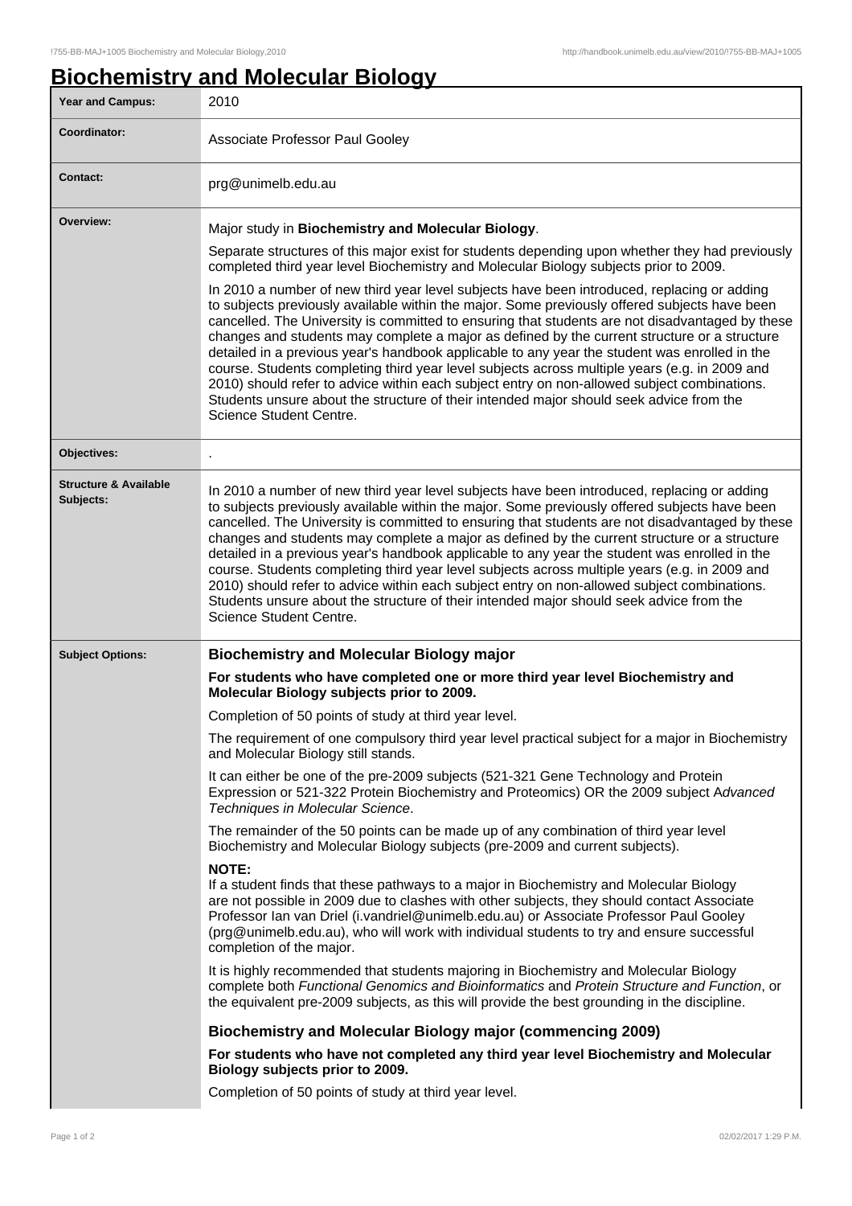# Biochemistry and Molecular Biology

| Year and Campus: | 2010 |
|---|---|
| Coordinator: | Associate Professor Paul Gooley |
| Contact: | prg@unimelb.edu.au |
| Overview: | Major study in **Biochemistry and Molecular Biology**.<br><br>Separate structures of this major exist for students depending upon whether they had previously completed third year level Biochemistry and Molecular Biology subjects prior to 2009.<br><br>In 2010 a number of new third year level subjects have been introduced, replacing or adding to subjects previously available within the major. Some previously offered subjects have been cancelled. The University is committed to ensuring that students are not disadvantaged by these changes and students may complete a major as defined by the current structure or a structure detailed in a previous year's handbook applicable to any year the student was enrolled in the course. Students completing third year level subjects across multiple years (e.g. in 2009 and 2010) should refer to advice within each subject entry on non-allowed subject combinations. Students unsure about the structure of their intended major should seek advice from the Science Student Centre. |
| Objectives: | . |
| Structure & Available Subjects: | In 2010 a number of new third year level subjects have been introduced, replacing or adding to subjects previously available within the major. Some previously offered subjects have been cancelled. The University is committed to ensuring that students are not disadvantaged by these changes and students may complete a major as defined by the current structure or a structure detailed in a previous year's handbook applicable to any year the student was enrolled in the course. Students completing third year level subjects across multiple years (e.g. in 2009 and 2010) should refer to advice within each subject entry on non-allowed subject combinations. Students unsure about the structure of their intended major should seek advice from the Science Student Centre. |
| Subject Options: | **Biochemistry and Molecular Biology major**<br><br>**For students who have completed one or more third year level Biochemistry and Molecular Biology subjects prior to 2009.**<br><br>Completion of 50 points of study at third year level.<br><br>The requirement of one compulsory third year level practical subject for a major in Biochemistry and Molecular Biology still stands.<br><br>It can either be one of the pre-2009 subjects (521-321 Gene Technology and Protein Expression or 521-322 Protein Biochemistry and Proteomics) OR the 2009 subject A*dvanced Techniques in Molecular Science*.<br><br>The remainder of the 50 points can be made up of any combination of third year level Biochemistry and Molecular Biology subjects (pre-2009 and current subjects).<br><br>**NOTE:**<br>If a student finds that these pathways to a major in Biochemistry and Molecular Biology are not possible in 2009 due to clashes with other subjects, they should contact Associate Professor Ian van Driel (i.vandriel@unimelb.edu.au) or Associate Professor Paul Gooley (prg@unimelb.edu.au), who will work with individual students to try and ensure successful completion of the major.<br><br>It is highly recommended that students majoring in Biochemistry and Molecular Biology complete both *Functional Genomics and Bioinformatics* and *Protein Structure and Function*, or the equivalent pre-2009 subjects, as this will provide the best grounding in the discipline.<br><br>**Biochemistry and Molecular Biology major (commencing 2009)**<br><br>**For students who have not completed any third year level Biochemistry and Molecular Biology subjects prior to 2009.**<br><br>Completion of 50 points of study at third year level. |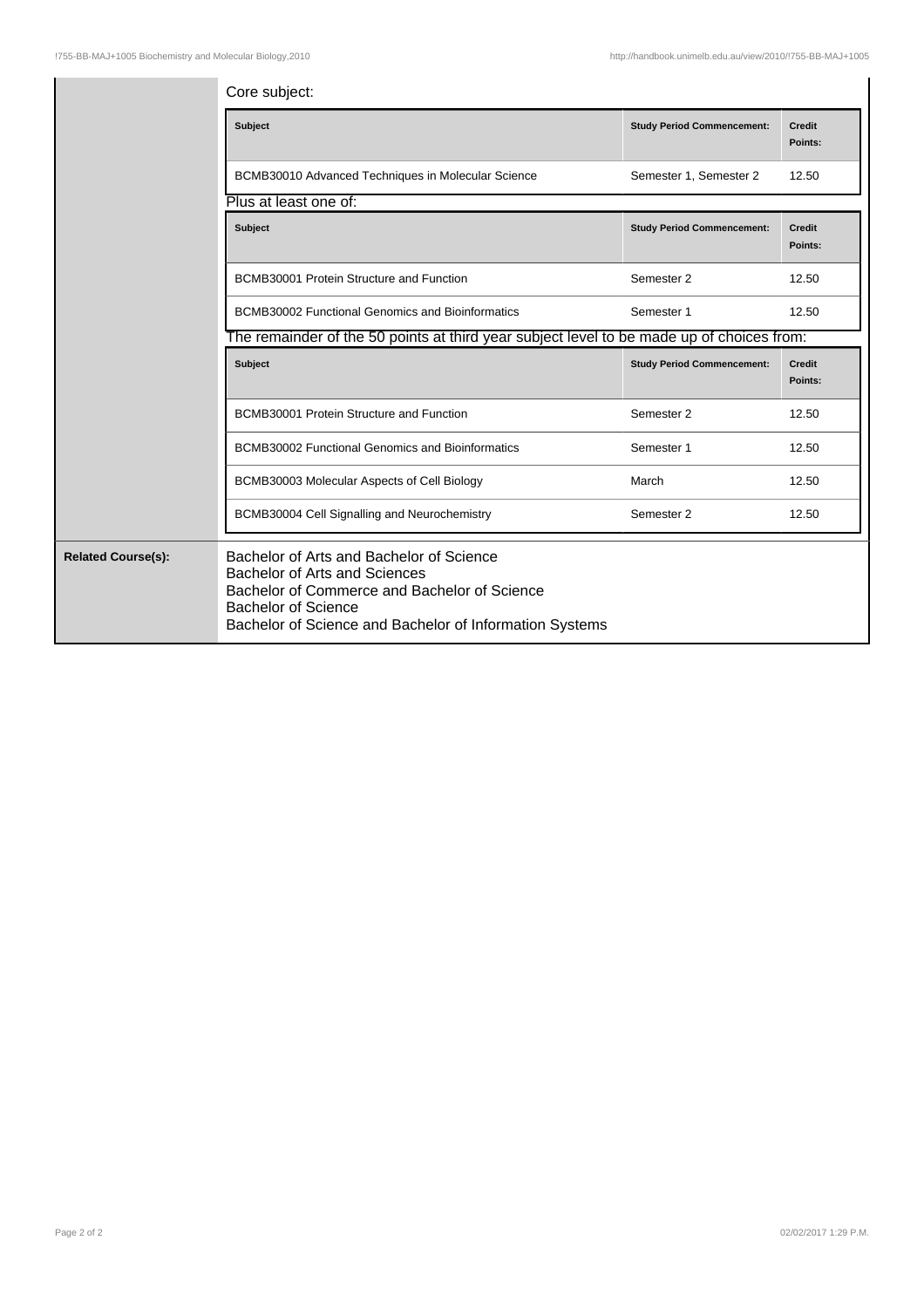Core subject:

| Subject | Study Period Commencement: | Credit Points: |
| --- | --- | --- |
| BCMB30010 Advanced Techniques in Molecular Science | Semester 1, Semester 2 | 12.50 |

Plus at least one of:

| Subject | Study Period Commencement: | Credit Points: |
| --- | --- | --- |
| BCMB30001 Protein Structure and Function | Semester 2 | 12.50 |
| BCMB30002 Functional Genomics and Bioinformatics | Semester 1 | 12.50 |

The remainder of the 50 points at third year subject level to be made up of choices from:

| Subject | Study Period Commencement: | Credit Points: |
| --- | --- | --- |
| BCMB30001 Protein Structure and Function | Semester 2 | 12.50 |
| BCMB30002 Functional Genomics and Bioinformatics | Semester 1 | 12.50 |
| BCMB30003 Molecular Aspects of Cell Biology | March | 12.50 |
| BCMB30004 Cell Signalling and Neurochemistry | Semester 2 | 12.50 |

**Related Course(s):**

Bachelor of Arts and Bachelor of Science
Bachelor of Arts and Sciences
Bachelor of Commerce and Bachelor of Science
Bachelor of Science
Bachelor of Science and Bachelor of Information Systems